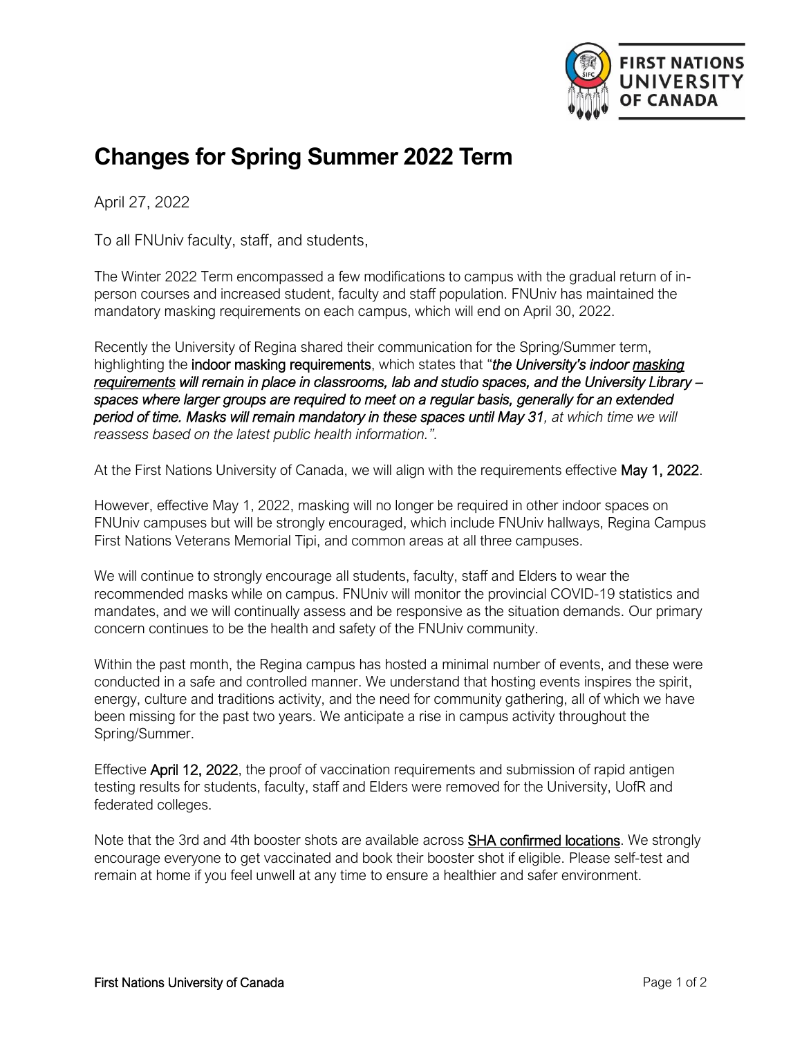# Changes for Spring Summer 2022 Term

April 27, 2022

To all FNUniv faculty, staff, and students,

The Winter 2022 Term encompassed a few modifications to campus with the gradual return of in-person courses and increased student, faculty and staff population. FNUniv has maintained the mandatory masking requirements on each campus, which will end on April 30, 2022.

Recently the University of Regina shared their communication for the Spring/Summer term, highlighting the **indoor masking requirements**, which states that "***the University's indoor masking requirements will remain in place in classrooms, lab and studio spaces, and the University Library – spaces where larger groups are required to meet on a regular basis, generally for an extended period of time. Masks will remain mandatory in these spaces until May 31****, at which time we will reassess based on the latest public health information."*.

At the First Nations University of Canada, we will align with the requirements effective **May 1, 2022**.

However, effective May 1, 2022, masking will no longer be required in other indoor spaces on FNUniv campuses but will be strongly encouraged, which include FNUniv hallways, Regina Campus First Nations Veterans Memorial Tipi, and common areas at all three campuses.

We will continue to strongly encourage all students, faculty, staff and Elders to wear the recommended masks while on campus. FNUniv will monitor the provincial COVID-19 statistics and mandates, and we will continually assess and be responsive as the situation demands. Our primary concern continues to be the health and safety of the FNUniv community.

Within the past month, the Regina campus has hosted a minimal number of events, and these were conducted in a safe and controlled manner. We understand that hosting events inspires the spirit, energy, culture and traditions activity, and the need for community gathering, all of which we have been missing for the past two years. We anticipate a rise in campus activity throughout the Spring/Summer.

Effective **April 12, 2022**, the proof of vaccination requirements and submission of rapid antigen testing results for students, faculty, staff and Elders were removed for the University, UofR and federated colleges.

Note that the 3rd and 4th booster shots are available across **SHA confirmed locations**. We strongly encourage everyone to get vaccinated and book their booster shot if eligible. Please self-test and remain at home if you feel unwell at any time to ensure a healthier and safer environment.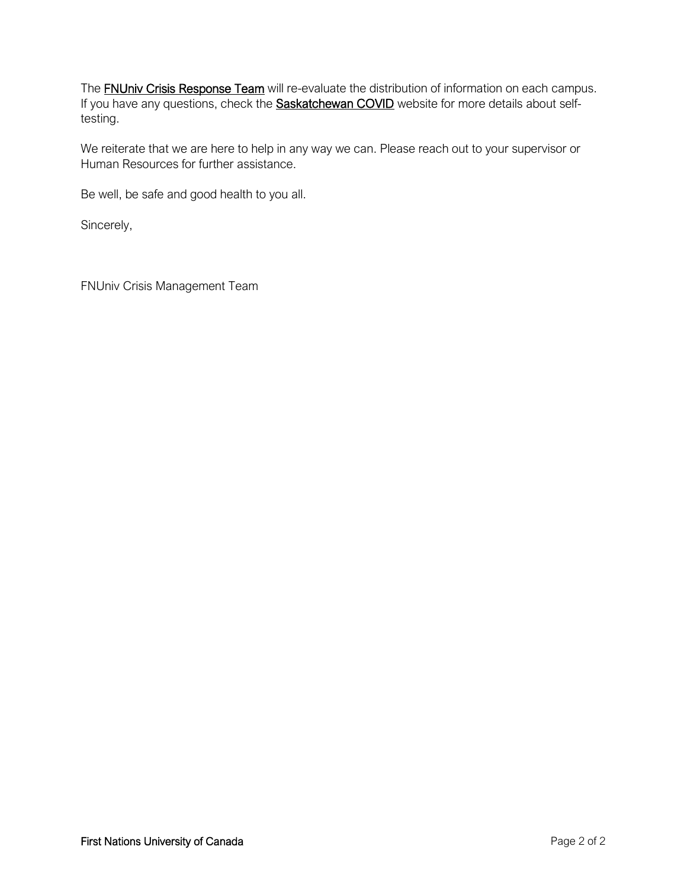The **FNUniv Crisis Response Team** will re-evaluate the distribution of information on each campus. If you have any questions, check the **Saskatchewan COVID** website for more details about self-testing.

We reiterate that we are here to help in any way we can. Please reach out to your supervisor or Human Resources for further assistance.

Be well, be safe and good health to you all.

Sincerely,

FNUniv Crisis Management Team